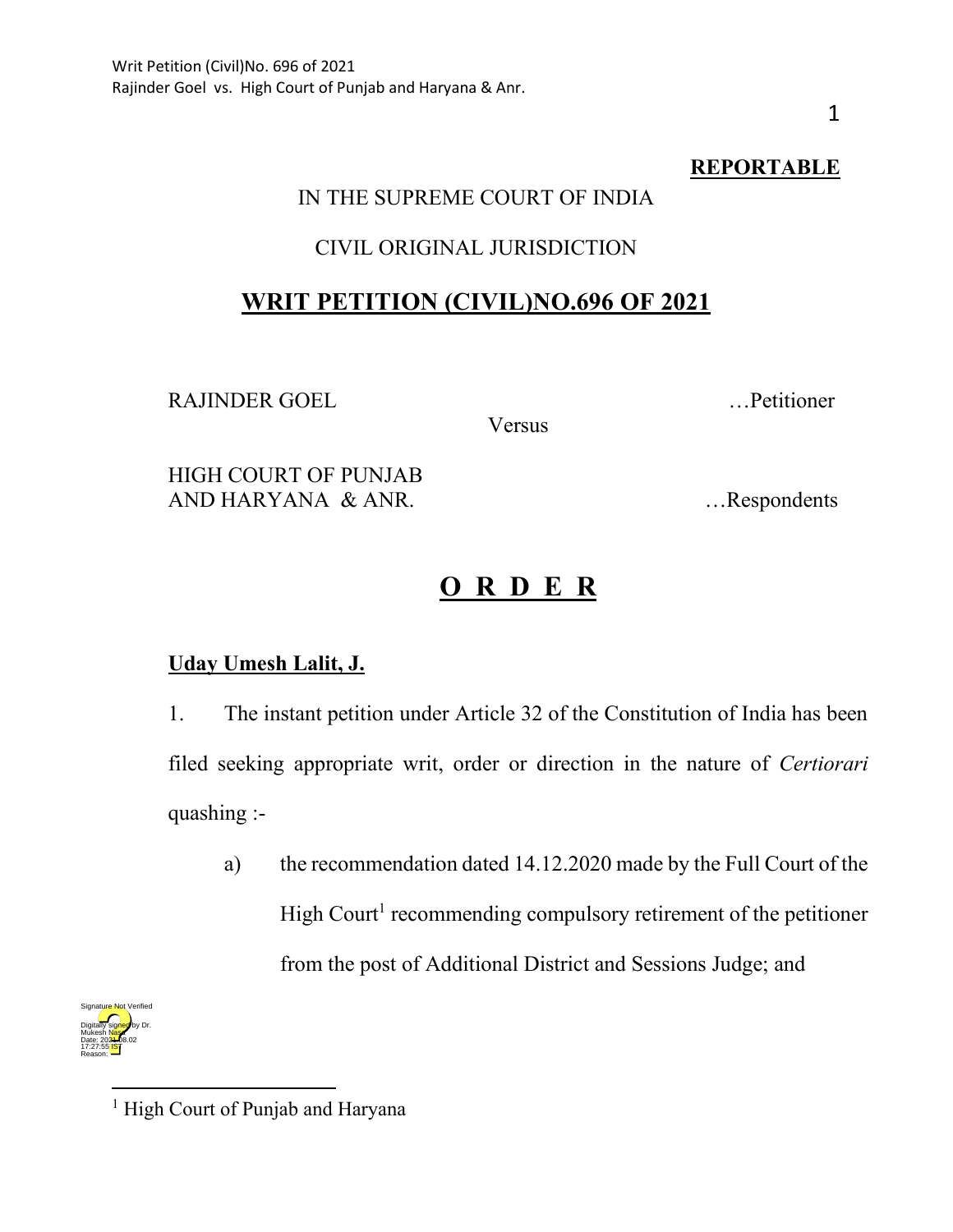**REPORTABLE**

IN THE SUPREME COURT OF INDIA

CIVIL ORIGINAL JURISDICTION

## WRIT PETITION (CIVIL)NO.696 OF 2021

RAJINDER GOEL …Petitioner

Versus

HIGH COURT OF PUNJAB AND HARYANA & ANR. …Respondents

## O R D E R

**Uday Umesh Lalit, J.**

1. The instant petition under Article 32 of the Constitution of India has been filed seeking appropriate writ, order or direction in the nature of *Certiorari* quashing :-

   a) the recommendation dated 14.12.2020 made by the Full Court of the High Court[1] recommending compulsory retirement of the petitioner from the post of Additional District and Sessions Judge; and

[1] High Court of Punjab and Haryana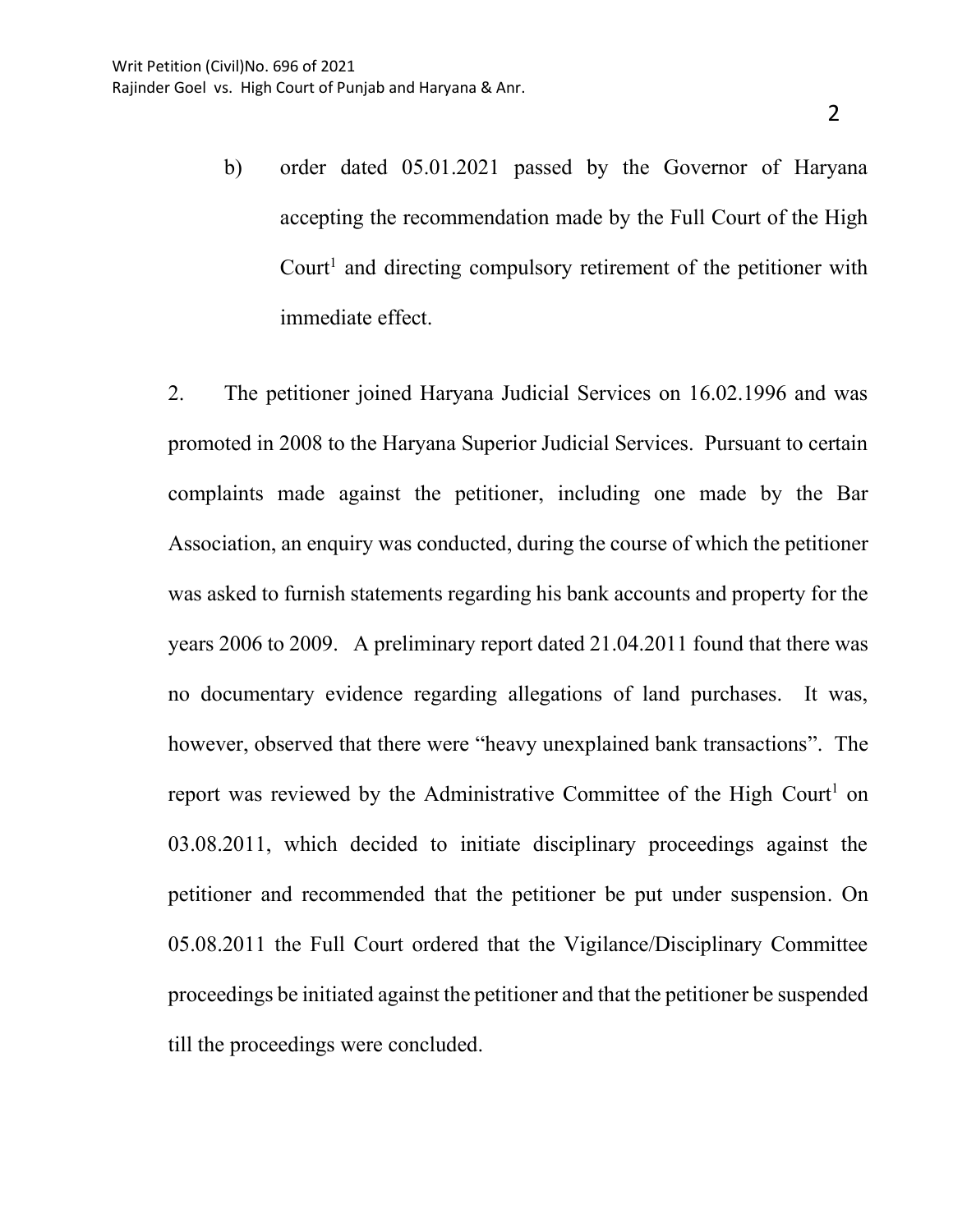b) order dated 05.01.2021 passed by the Governor of Haryana accepting the recommendation made by the Full Court of the High Court[1] and directing compulsory retirement of the petitioner with immediate effect.

2. The petitioner joined Haryana Judicial Services on 16.02.1996 and was promoted in 2008 to the Haryana Superior Judicial Services. Pursuant to certain complaints made against the petitioner, including one made by the Bar Association, an enquiry was conducted, during the course of which the petitioner was asked to furnish statements regarding his bank accounts and property for the years 2006 to 2009. A preliminary report dated 21.04.2011 found that there was no documentary evidence regarding allegations of land purchases. It was, however, observed that there were "heavy unexplained bank transactions". The report was reviewed by the Administrative Committee of the High Court[1] on 03.08.2011, which decided to initiate disciplinary proceedings against the petitioner and recommended that the petitioner be put under suspension. On 05.08.2011 the Full Court ordered that the Vigilance/Disciplinary Committee proceedings be initiated against the petitioner and that the petitioner be suspended till the proceedings were concluded.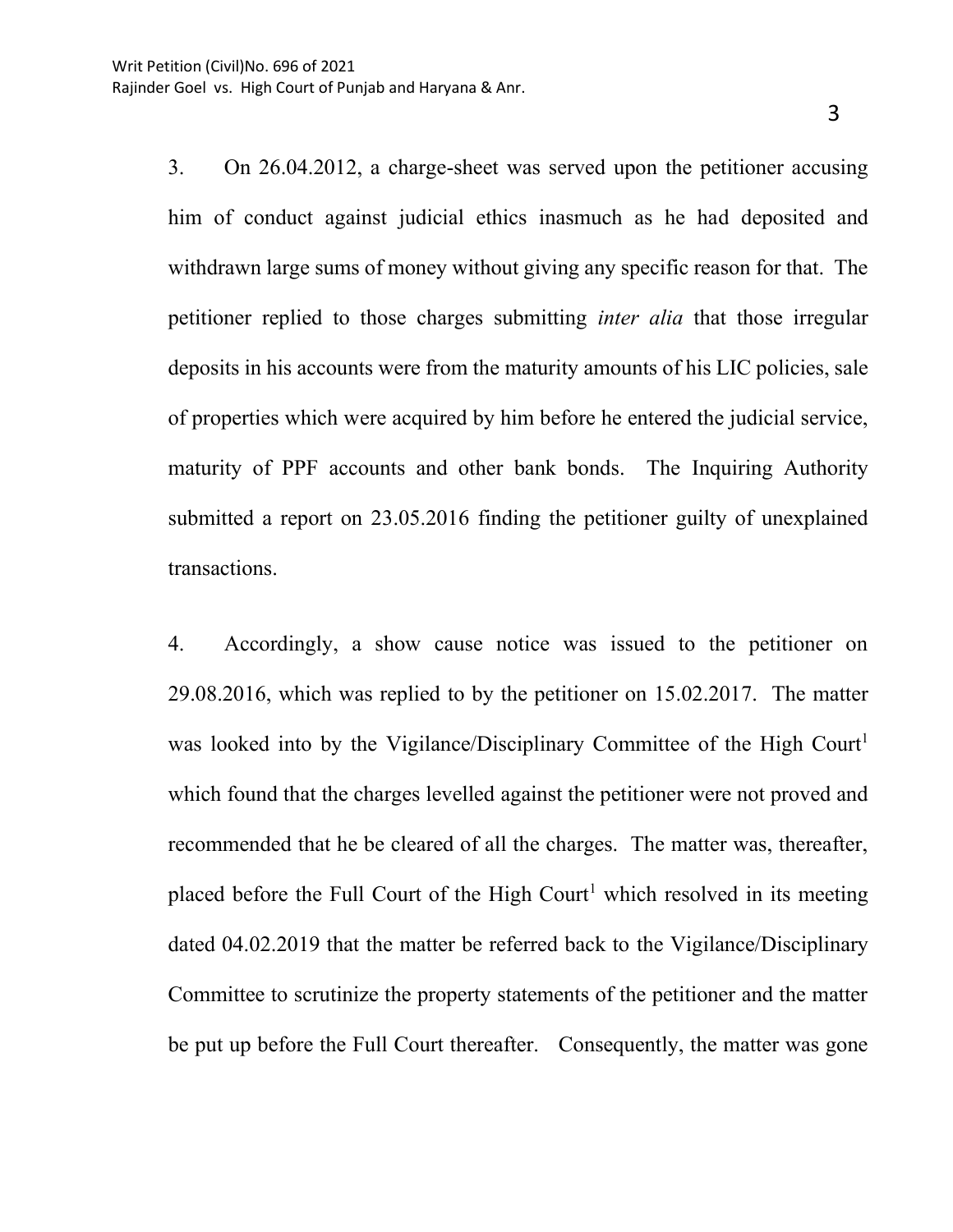3. On 26.04.2012, a charge-sheet was served upon the petitioner accusing him of conduct against judicial ethics inasmuch as he had deposited and withdrawn large sums of money without giving any specific reason for that. The petitioner replied to those charges submitting *inter alia* that those irregular deposits in his accounts were from the maturity amounts of his LIC policies, sale of properties which were acquired by him before he entered the judicial service, maturity of PPF accounts and other bank bonds. The Inquiring Authority submitted a report on 23.05.2016 finding the petitioner guilty of unexplained transactions.

4. Accordingly, a show cause notice was issued to the petitioner on 29.08.2016, which was replied to by the petitioner on 15.02.2017. The matter was looked into by the Vigilance/Disciplinary Committee of the High Court[1] which found that the charges levelled against the petitioner were not proved and recommended that he be cleared of all the charges. The matter was, thereafter, placed before the Full Court of the High Court[1] which resolved in its meeting dated 04.02.2019 that the matter be referred back to the Vigilance/Disciplinary Committee to scrutinize the property statements of the petitioner and the matter be put up before the Full Court thereafter. Consequently, the matter was gone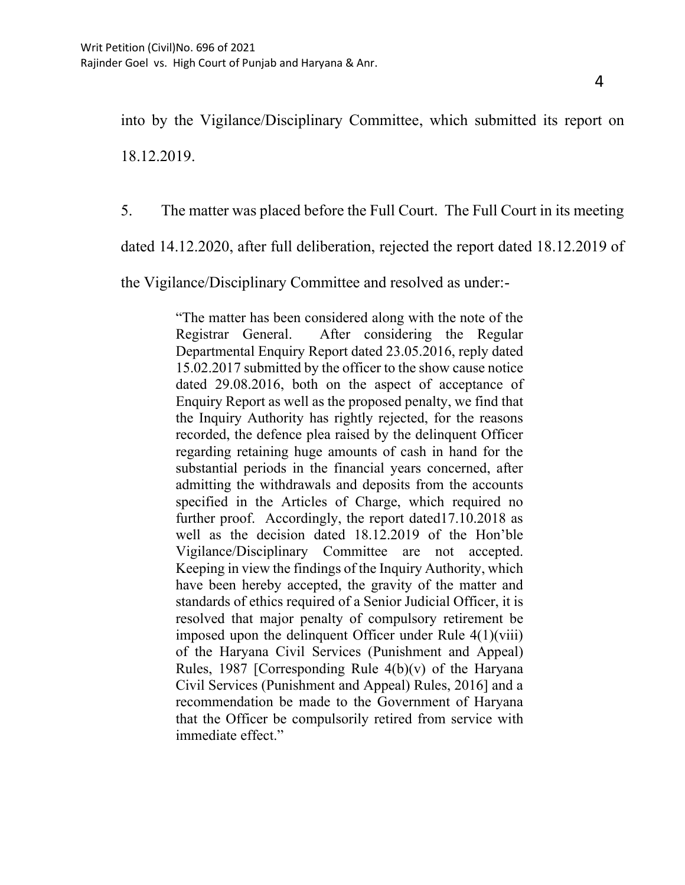into by the Vigilance/Disciplinary Committee, which submitted its report on 18.12.2019.

5. The matter was placed before the Full Court. The Full Court in its meeting dated 14.12.2020, after full deliberation, rejected the report dated 18.12.2019 of the Vigilance/Disciplinary Committee and resolved as under:-

> "The matter has been considered along with the note of the Registrar General. After considering the Regular Departmental Enquiry Report dated 23.05.2016, reply dated 15.02.2017 submitted by the officer to the show cause notice dated 29.08.2016, both on the aspect of acceptance of Enquiry Report as well as the proposed penalty, we find that the Inquiry Authority has rightly rejected, for the reasons recorded, the defence plea raised by the delinquent Officer regarding retaining huge amounts of cash in hand for the substantial periods in the financial years concerned, after admitting the withdrawals and deposits from the accounts specified in the Articles of Charge, which required no further proof. Accordingly, the report dated17.10.2018 as well as the decision dated 18.12.2019 of the Hon'ble Vigilance/Disciplinary Committee are not accepted. Keeping in view the findings of the Inquiry Authority, which have been hereby accepted, the gravity of the matter and standards of ethics required of a Senior Judicial Officer, it is resolved that major penalty of compulsory retirement be imposed upon the delinquent Officer under Rule 4(1)(viii) of the Haryana Civil Services (Punishment and Appeal) Rules, 1987 [Corresponding Rule 4(b)(v) of the Haryana Civil Services (Punishment and Appeal) Rules, 2016] and a recommendation be made to the Government of Haryana that the Officer be compulsorily retired from service with immediate effect."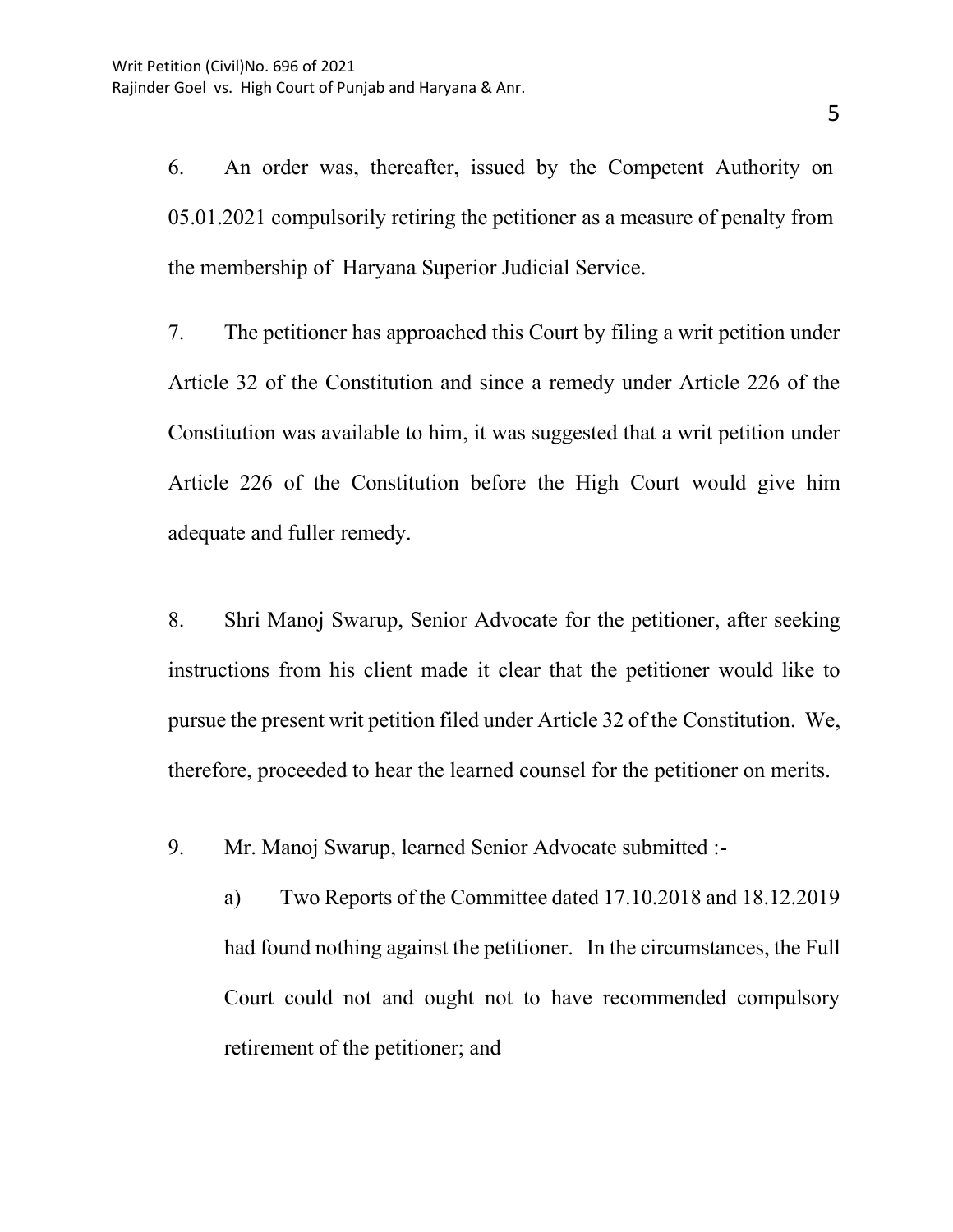6. An order was, thereafter, issued by the Competent Authority on 05.01.2021 compulsorily retiring the petitioner as a measure of penalty from the membership of Haryana Superior Judicial Service.

7. The petitioner has approached this Court by filing a writ petition under Article 32 of the Constitution and since a remedy under Article 226 of the Constitution was available to him, it was suggested that a writ petition under Article 226 of the Constitution before the High Court would give him adequate and fuller remedy.

8. Shri Manoj Swarup, Senior Advocate for the petitioner, after seeking instructions from his client made it clear that the petitioner would like to pursue the present writ petition filed under Article 32 of the Constitution. We, therefore, proceeded to hear the learned counsel for the petitioner on merits.

9. Mr. Manoj Swarup, learned Senior Advocate submitted :-

a) Two Reports of the Committee dated 17.10.2018 and 18.12.2019 had found nothing against the petitioner. In the circumstances, the Full Court could not and ought not to have recommended compulsory retirement of the petitioner; and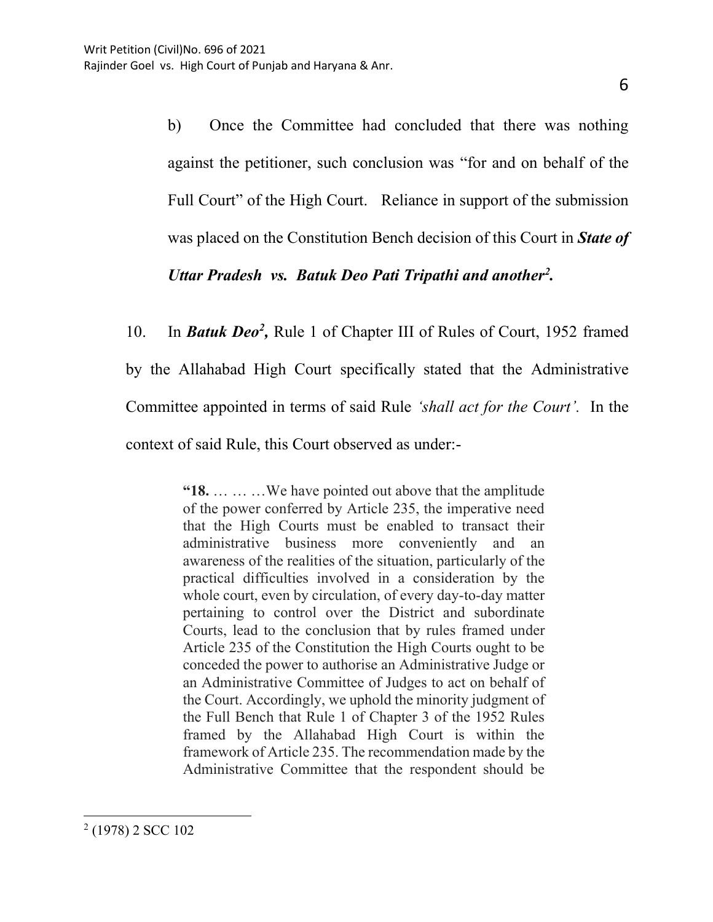b) Once the Committee had concluded that there was nothing against the petitioner, such conclusion was "for and on behalf of the Full Court" of the High Court. Reliance in support of the submission was placed on the Constitution Bench decision of this Court in ***State of Uttar Pradesh vs. Batuk Deo Pati Tripathi and another***[2]**.**

10. In ***Batuk Deo***[2]***,*** Rule 1 of Chapter III of Rules of Court, 1952 framed by the Allahabad High Court specifically stated that the Administrative Committee appointed in terms of said Rule *'shall act for the Court'.* In the context of said Rule, this Court observed as under:-

> "**18.** … … …We have pointed out above that the amplitude of the power conferred by Article 235, the imperative need that the High Courts must be enabled to transact their administrative business more conveniently and an awareness of the realities of the situation, particularly of the practical difficulties involved in a consideration by the whole court, even by circulation, of every day-to-day matter pertaining to control over the District and subordinate Courts, lead to the conclusion that by rules framed under Article 235 of the Constitution the High Courts ought to be conceded the power to authorise an Administrative Judge or an Administrative Committee of Judges to act on behalf of the Court. Accordingly, we uphold the minority judgment of the Full Bench that Rule 1 of Chapter 3 of the 1952 Rules framed by the Allahabad High Court is within the framework of Article 235. The recommendation made by the Administrative Committee that the respondent should be

---

[2] (1978) 2 SCC 102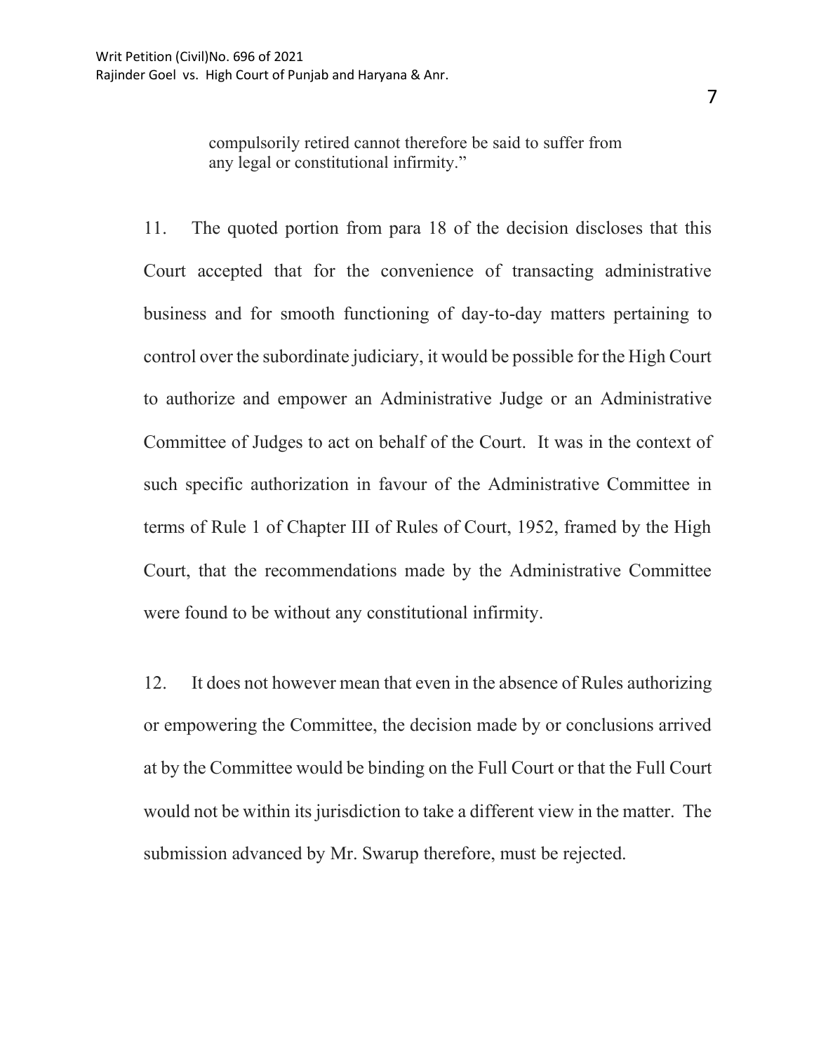> compulsorily retired cannot therefore be said to suffer from any legal or constitutional infirmity."

11. The quoted portion from para 18 of the decision discloses that this Court accepted that for the convenience of transacting administrative business and for smooth functioning of day-to-day matters pertaining to control over the subordinate judiciary, it would be possible for the High Court to authorize and empower an Administrative Judge or an Administrative Committee of Judges to act on behalf of the Court. It was in the context of such specific authorization in favour of the Administrative Committee in terms of Rule 1 of Chapter III of Rules of Court, 1952, framed by the High Court, that the recommendations made by the Administrative Committee were found to be without any constitutional infirmity.

12. It does not however mean that even in the absence of Rules authorizing or empowering the Committee, the decision made by or conclusions arrived at by the Committee would be binding on the Full Court or that the Full Court would not be within its jurisdiction to take a different view in the matter. The submission advanced by Mr. Swarup therefore, must be rejected.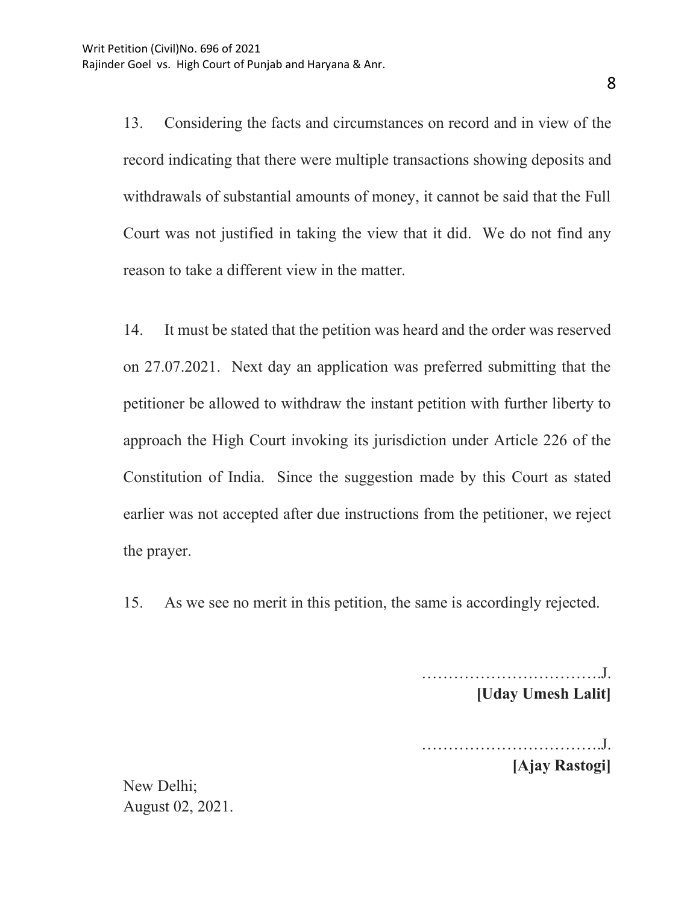13. Considering the facts and circumstances on record and in view of the record indicating that there were multiple transactions showing deposits and withdrawals of substantial amounts of money, it cannot be said that the Full Court was not justified in taking the view that it did. We do not find any reason to take a different view in the matter.

14. It must be stated that the petition was heard and the order was reserved on 27.07.2021. Next day an application was preferred submitting that the petitioner be allowed to withdraw the instant petition with further liberty to approach the High Court invoking its jurisdiction under Article 226 of the Constitution of India. Since the suggestion made by this Court as stated earlier was not accepted after due instructions from the petitioner, we reject the prayer.

15. As we see no merit in this petition, the same is accordingly rejected.

…………………………….J.
**[Uday Umesh Lalit]**

…………………………….J.
**[Ajay Rastogi]**

New Delhi;
August 02, 2021.